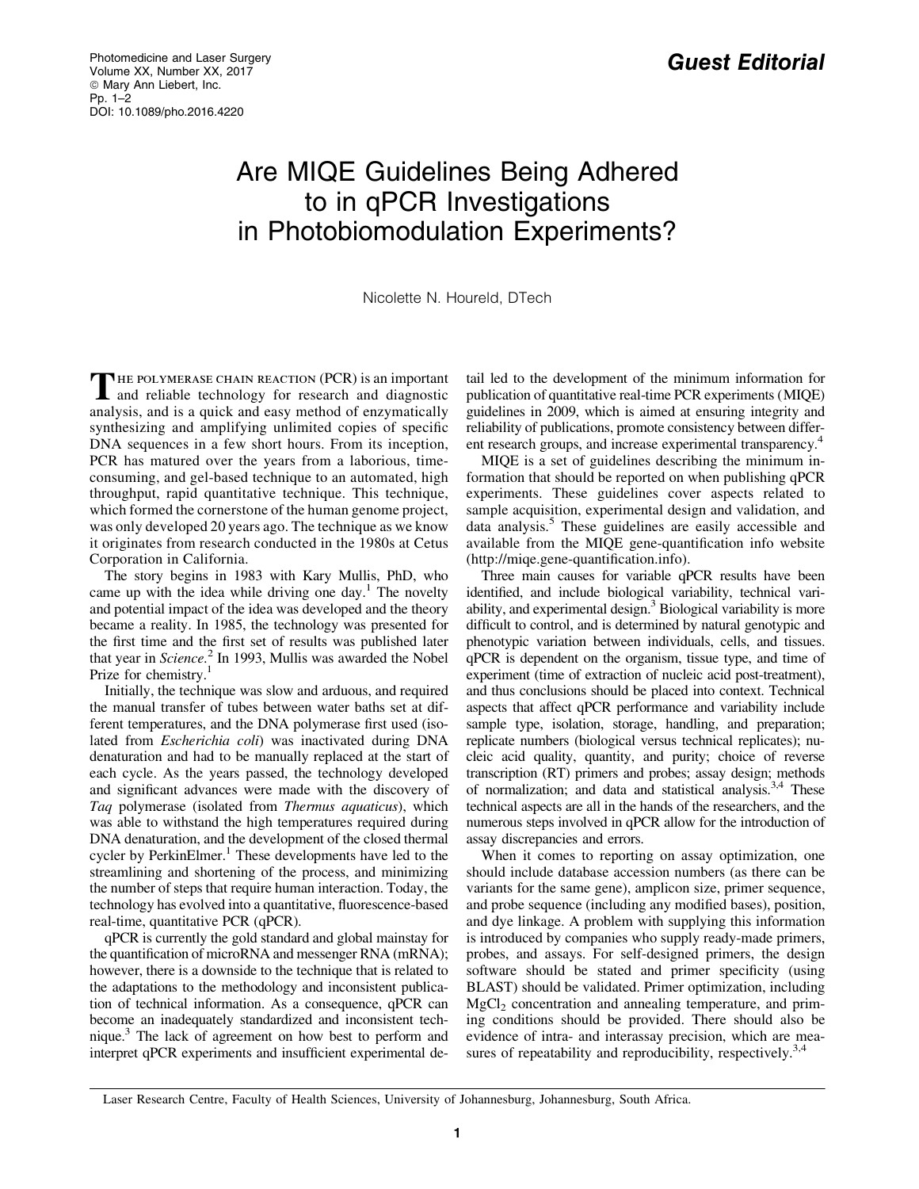Guest Editorial

# Are MIQE Guidelines Being Adhered to in qPCR Investigations in Photobiomodulation Experiments?

Nicolette N. Houreld, DTech

THE POLYMERASE CHAIN REACTION (PCR) is an important and reliable technology for research and diagnostic analysis, and is a quick and easy method of enzymatically synthesizing and amplifying unlimited copies of specific DNA sequences in a few short hours. From its inception, PCR has matured over the years from a laborious, time-consuming, and gel-based technique to an automated, high throughput, rapid quantitative technique. This technique, which formed the cornerstone of the human genome project, was only developed 20 years ago. The technique as we know it originates from research conducted in the 1980s at Cetus Corporation in California.

The story begins in 1983 with Kary Mullis, PhD, who came up with the idea while driving one day.[1] The novelty and potential impact of the idea was developed and the theory became a reality. In 1985, the technology was presented for the first time and the first set of results was published later that year in *Science*.[2] In 1993, Mullis was awarded the Nobel Prize for chemistry.[1]

Initially, the technique was slow and arduous, and required the manual transfer of tubes between water baths set at different temperatures, and the DNA polymerase first used (isolated from *Escherichia coli*) was inactivated during DNA denaturation and had to be manually replaced at the start of each cycle. As the years passed, the technology developed and significant advances were made with the discovery of *Taq* polymerase (isolated from *Thermus aquaticus*), which was able to withstand the high temperatures required during DNA denaturation, and the development of the closed thermal cycler by PerkinElmer.[1] These developments have led to the streamlining and shortening of the process, and minimizing the number of steps that require human interaction. Today, the technology has evolved into a quantitative, fluorescence-based real-time, quantitative PCR (qPCR).

qPCR is currently the gold standard and global mainstay for the quantification of microRNA and messenger RNA (mRNA); however, there is a downside to the technique that is related to the adaptations to the methodology and inconsistent publication of technical information. As a consequence, qPCR can become an inadequately standardized and inconsistent technique.[3] The lack of agreement on how best to perform and interpret qPCR experiments and insufficient experimental detail led to the development of the minimum information for publication of quantitative real-time PCR experiments (MIQE) guidelines in 2009, which is aimed at ensuring integrity and reliability of publications, promote consistency between different research groups, and increase experimental transparency.[4]

MIQE is a set of guidelines describing the minimum information that should be reported on when publishing qPCR experiments. These guidelines cover aspects related to sample acquisition, experimental design and validation, and data analysis.[5] These guidelines are easily accessible and available from the MIQE gene-quantification info website (http://miqe.gene-quantification.info).

Three main causes for variable qPCR results have been identified, and include biological variability, technical variability, and experimental design.[3] Biological variability is more difficult to control, and is determined by natural genotypic and phenotypic variation between individuals, cells, and tissues. qPCR is dependent on the organism, tissue type, and time of experiment (time of extraction of nucleic acid post-treatment), and thus conclusions should be placed into context. Technical aspects that affect qPCR performance and variability include sample type, isolation, storage, handling, and preparation; replicate numbers (biological versus technical replicates); nucleic acid quality, quantity, and purity; choice of reverse transcription (RT) primers and probes; assay design; methods of normalization; and data and statistical analysis.[3,4] These technical aspects are all in the hands of the researchers, and the numerous steps involved in qPCR allow for the introduction of assay discrepancies and errors.

When it comes to reporting on assay optimization, one should include database accession numbers (as there can be variants for the same gene), amplicon size, primer sequence, and probe sequence (including any modified bases), position, and dye linkage. A problem with supplying this information is introduced by companies who supply ready-made primers, probes, and assays. For self-designed primers, the design software should be stated and primer specificity (using BLAST) should be validated. Primer optimization, including $MgCl_2$ concentration and annealing temperature, and priming conditions should be provided. There should also be evidence of intra- and interassay precision, which are measures of repeatability and reproducibility, respectively.[3,4]

Laser Research Centre, Faculty of Health Sciences, University of Johannesburg, Johannesburg, South Africa.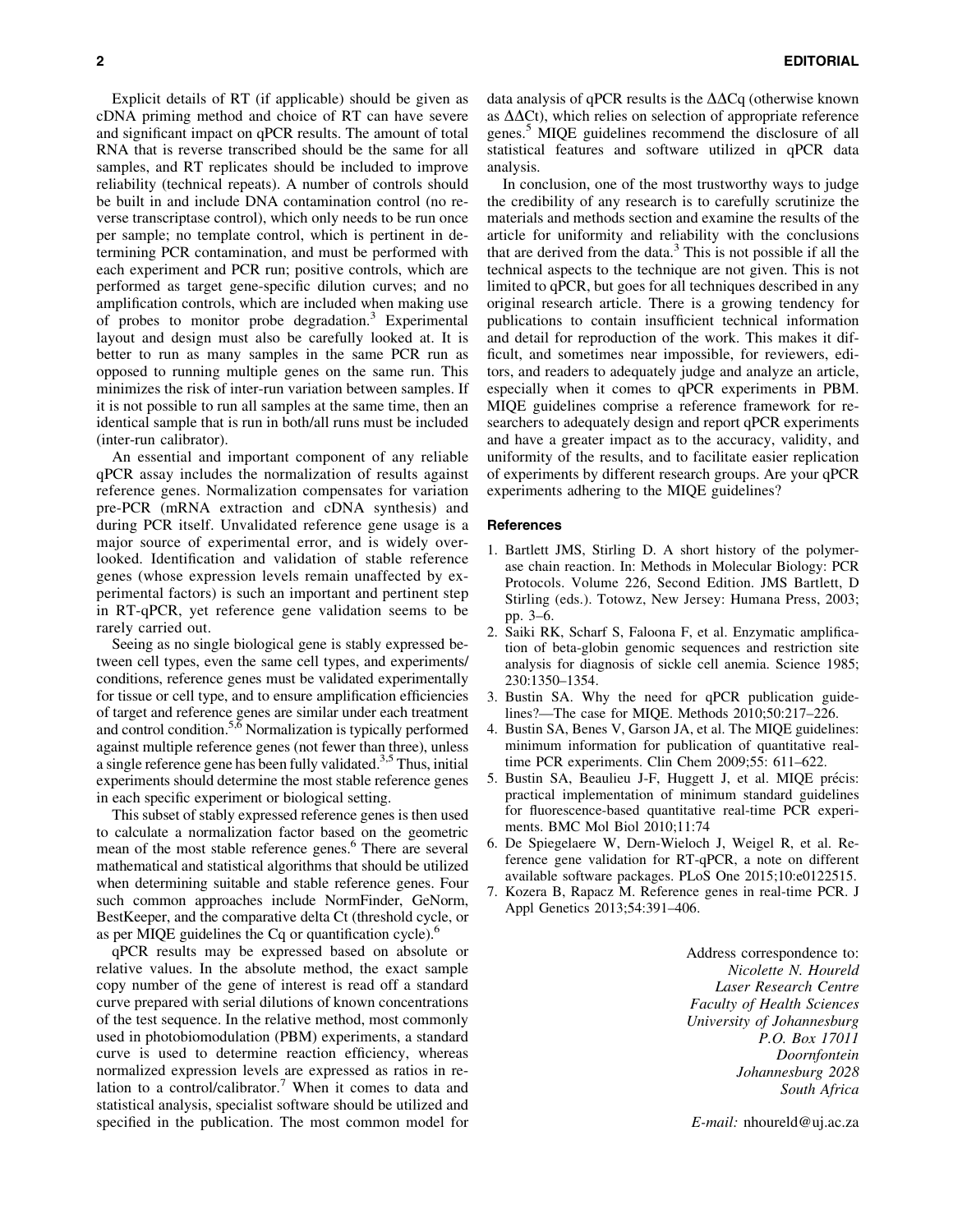Explicit details of RT (if applicable) should be given as cDNA priming method and choice of RT can have severe and significant impact on qPCR results. The amount of total RNA that is reverse transcribed should be the same for all samples, and RT replicates should be included to improve reliability (technical repeats). A number of controls should be built in and include DNA contamination control (no reverse transcriptase control), which only needs to be run once per sample; no template control, which is pertinent in determining PCR contamination, and must be performed with each experiment and PCR run; positive controls, which are performed as target gene-specific dilution curves; and no amplification controls, which are included when making use of probes to monitor probe degradation.[3] Experimental layout and design must also be carefully looked at. It is better to run as many samples in the same PCR run as opposed to running multiple genes on the same run. This minimizes the risk of inter-run variation between samples. If it is not possible to run all samples at the same time, then an identical sample that is run in both/all runs must be included (inter-run calibrator).

An essential and important component of any reliable qPCR assay includes the normalization of results against reference genes. Normalization compensates for variation pre-PCR (mRNA extraction and cDNA synthesis) and during PCR itself. Unvalidated reference gene usage is a major source of experimental error, and is widely overlooked. Identification and validation of stable reference genes (whose expression levels remain unaffected by experimental factors) is such an important and pertinent step in RT-qPCR, yet reference gene validation seems to be rarely carried out.

Seeing as no single biological gene is stably expressed between cell types, even the same cell types, and experiments/conditions, reference genes must be validated experimentally for tissue or cell type, and to ensure amplification efficiencies of target and reference genes are similar under each treatment and control condition.[5,6] Normalization is typically performed against multiple reference genes (not fewer than three), unless a single reference gene has been fully validated.[3,5] Thus, initial experiments should determine the most stable reference genes in each specific experiment or biological setting.

This subset of stably expressed reference genes is then used to calculate a normalization factor based on the geometric mean of the most stable reference genes.[6] There are several mathematical and statistical algorithms that should be utilized when determining suitable and stable reference genes. Four such common approaches include NormFinder, GeNorm, BestKeeper, and the comparative delta Ct (threshold cycle, or as per MIQE guidelines the Cq or quantification cycle).[6]

qPCR results may be expressed based on absolute or relative values. In the absolute method, the exact sample copy number of the gene of interest is read off a standard curve prepared with serial dilutions of known concentrations of the test sequence. In the relative method, most commonly used in photobiomodulation (PBM) experiments, a standard curve is used to determine reaction efficiency, whereas normalized expression levels are expressed as ratios in relation to a control/calibrator.[7] When it comes to data and statistical analysis, specialist software should be utilized and specified in the publication. The most common model for data analysis of qPCR results is the $\Delta\Delta$Cq (otherwise known as $\Delta\Delta$Ct), which relies on selection of appropriate reference genes.[5] MIQE guidelines recommend the disclosure of all statistical features and software utilized in qPCR data analysis.

In conclusion, one of the most trustworthy ways to judge the credibility of any research is to carefully scrutinize the materials and methods section and examine the results of the article for uniformity and reliability with the conclusions that are derived from the data.[3] This is not possible if all the technical aspects to the technique are not given. This is not limited to qPCR, but goes for all techniques described in any original research article. There is a growing tendency for publications to contain insufficient technical information and detail for reproduction of the work. This makes it difficult, and sometimes near impossible, for reviewers, editors, and readers to adequately judge and analyze an article, especially when it comes to qPCR experiments in PBM. MIQE guidelines comprise a reference framework for researchers to adequately design and report qPCR experiments and have a greater impact as to the accuracy, validity, and uniformity of the results, and to facilitate easier replication of experiments by different research groups. Are your qPCR experiments adhering to the MIQE guidelines?

## References

1. Bartlett JMS, Stirling D. A short history of the polymerase chain reaction. In: Methods in Molecular Biology: PCR Protocols. Volume 226, Second Edition. JMS Bartlett, D Stirling (eds.). Totowz, New Jersey: Humana Press, 2003; pp. 3–6.
2. Saiki RK, Scharf S, Faloona F, et al. Enzymatic amplification of beta-globin genomic sequences and restriction site analysis for diagnosis of sickle cell anemia. Science 1985; 230:1350–1354.
3. Bustin SA. Why the need for qPCR publication guidelines?—The case for MIQE. Methods 2010;50:217–226.
4. Bustin SA, Benes V, Garson JA, et al. The MIQE guidelines: minimum information for publication of quantitative real-time PCR experiments. Clin Chem 2009;55: 611–622.
5. Bustin SA, Beaulieu J-F, Huggett J, et al. MIQE précis: practical implementation of minimum standard guidelines for fluorescence-based quantitative real-time PCR experiments. BMC Mol Biol 2010;11:74
6. De Spiegelaere W, Dern-Wieloch J, Weigel R, et al. Reference gene validation for RT-qPCR, a note on different available software packages. PLoS One 2015;10:e0122515.
7. Kozera B, Rapacz M. Reference genes in real-time PCR. J Appl Genetics 2013;54:391–406.

Address correspondence to:
*Nicolette N. Houreld*
*Laser Research Centre*
*Faculty of Health Sciences*
*University of Johannesburg*
*P.O. Box 17011*
*Doornfontein*
*Johannesburg 2028*
*South Africa*

*E-mail:* nhoureld@uj.ac.za